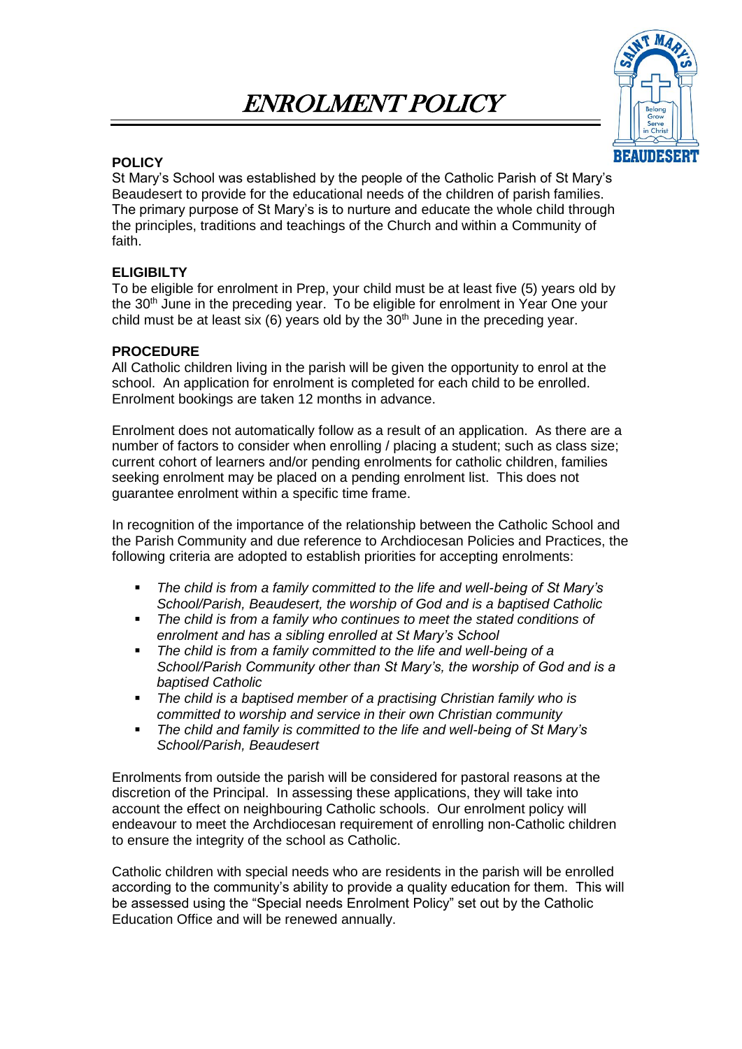# *ENROLMENT POLICY*

**POLICY**

St Mary's School was established by the people of the Catholic Parish of St Mary's Beaudesert to provide for the educational needs of the children of parish families. The primary purpose of St Mary's is to nurture and educate the whole child through the principles, traditions and teachings of the Church and within a Community of faith.

**ELIGIBILTY**

To be eligible for enrolment in Prep, your child must be at least five (5) years old by the 30th June in the preceding year. To be eligible for enrolment in Year One your child must be at least six (6) years old by the 30th June in the preceding year.

**PROCEDURE**

All Catholic children living in the parish will be given the opportunity to enrol at the school. An application for enrolment is completed for each child to be enrolled. Enrolment bookings are taken 12 months in advance.

Enrolment does not automatically follow as a result of an application. As there are a number of factors to consider when enrolling / placing a student; such as class size; current cohort of learners and/or pending enrolments for catholic children, families seeking enrolment may be placed on a pending enrolment list. This does not guarantee enrolment within a specific time frame.

In recognition of the importance of the relationship between the Catholic School and the Parish Community and due reference to Archdiocesan Policies and Practices, the following criteria are adopted to establish priorities for accepting enrolments:

- *The child is from a family committed to the life and well-being of St Mary's School/Parish, Beaudesert, the worship of God and is a baptised Catholic*
- *The child is from a family who continues to meet the stated conditions of enrolment and has a sibling enrolled at St Mary's School*
- *The child is from a family committed to the life and well-being of a School/Parish Community other than St Mary's, the worship of God and is a baptised Catholic*
- *The child is a baptised member of a practising Christian family who is committed to worship and service in their own Christian community*
- *The child and family is committed to the life and well-being of St Mary's School/Parish, Beaudesert*

Enrolments from outside the parish will be considered for pastoral reasons at the discretion of the Principal. In assessing these applications, they will take into account the effect on neighbouring Catholic schools. Our enrolment policy will endeavour to meet the Archdiocesan requirement of enrolling non-Catholic children to ensure the integrity of the school as Catholic.

Catholic children with special needs who are residents in the parish will be enrolled according to the community's ability to provide a quality education for them. This will be assessed using the "Special needs Enrolment Policy" set out by the Catholic Education Office and will be renewed annually.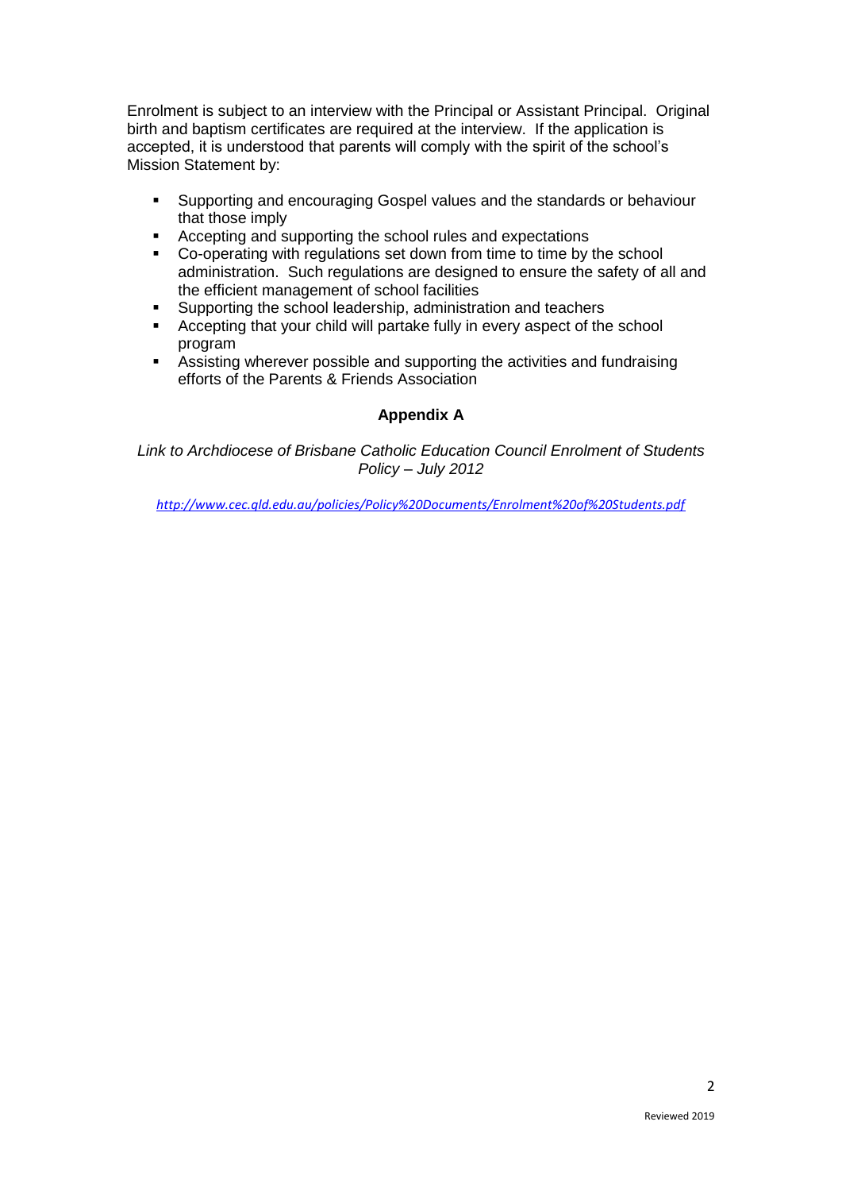Enrolment is subject to an interview with the Principal or Assistant Principal. Original birth and baptism certificates are required at the interview. If the application is accepted, it is understood that parents will comply with the spirit of the school's Mission Statement by:

- Supporting and encouraging Gospel values and the standards or behaviour that those imply
- Accepting and supporting the school rules and expectations
- Co-operating with regulations set down from time to time by the school administration. Such regulations are designed to ensure the safety of all and the efficient management of school facilities
- Supporting the school leadership, administration and teachers
- Accepting that your child will partake fully in every aspect of the school program
- Assisting wherever possible and supporting the activities and fundraising efforts of the Parents & Friends Association

## Appendix A

*Link to Archdiocese of Brisbane Catholic Education Council Enrolment of Students Policy – July 2012*

*http://www.cec.qld.edu.au/policies/Policy%20Documents/Enrolment%20of%20Students.pdf*

Reviewed 2019